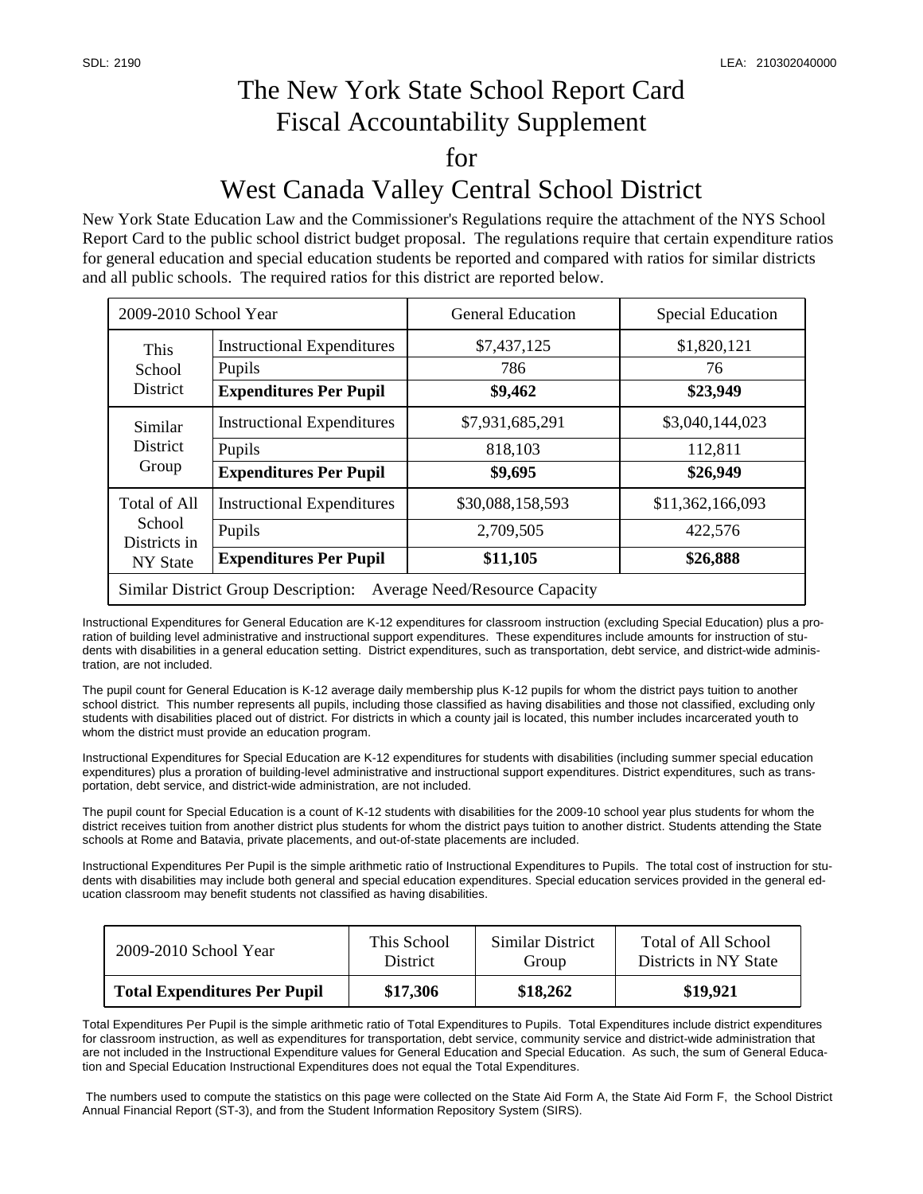SDL: 2190 LEA: 210302040000

# The New York State School Report Card
# Fiscal Accountability Supplement
# for
# West Canada Valley Central School District

New York State Education Law and the Commissioner's Regulations require the attachment of the NYS School Report Card to the public school district budget proposal. The regulations require that certain expenditure ratios for general education and special education students be reported and compared with ratios for similar districts and all public schools. The required ratios for this district are reported below.

| 2009-2010 School Year | | General Education | Special Education |
|---|---|---|---|
| This School District | Instructional Expenditures | $7,437,125 | $1,820,121 |
| | Pupils | 786 | 76 |
| | **Expenditures Per Pupil** | **$9,462** | **$23,949** |
| Similar District Group | Instructional Expenditures | $7,931,685,291 | $3,040,144,023 |
| | Pupils | 818,103 | 112,811 |
| | **Expenditures Per Pupil** | **$9,695** | **$26,949** |
| Total of All School Districts in NY State | Instructional Expenditures | $30,088,158,593 | $11,362,166,093 |
| | Pupils | 2,709,505 | 422,576 |
| | **Expenditures Per Pupil** | **$11,105** | **$26,888** |
| Similar District Group Description: Average Need/Resource Capacity | | | |

Instructional Expenditures for General Education are K-12 expenditures for classroom instruction (excluding Special Education) plus a proration of building level administrative and instructional support expenditures. These expenditures include amounts for instruction of students with disabilities in a general education setting. District expenditures, such as transportation, debt service, and district-wide administration, are not included.

The pupil count for General Education is K-12 average daily membership plus K-12 pupils for whom the district pays tuition to another school district. This number represents all pupils, including those classified as having disabilities and those not classified, excluding only students with disabilities placed out of district. For districts in which a county jail is located, this number includes incarcerated youth to whom the district must provide an education program.

Instructional Expenditures for Special Education are K-12 expenditures for students with disabilities (including summer special education expenditures) plus a proration of building-level administrative and instructional support expenditures. District expenditures, such as transportation, debt service, and district-wide administration, are not included.

The pupil count for Special Education is a count of K-12 students with disabilities for the 2009-10 school year plus students for whom the district receives tuition from another district plus students for whom the district pays tuition to another district. Students attending the State schools at Rome and Batavia, private placements, and out-of-state placements are included.

Instructional Expenditures Per Pupil is the simple arithmetic ratio of Instructional Expenditures to Pupils. The total cost of instruction for students with disabilities may include both general and special education expenditures. Special education services provided in the general education classroom may benefit students not classified as having disabilities.

| 2009-2010 School Year | This School District | Similar District Group | Total of All School Districts in NY State |
|---|---|---|---|
| **Total Expenditures Per Pupil** | **$17,306** | **$18,262** | **$19,921** |

Total Expenditures Per Pupil is the simple arithmetic ratio of Total Expenditures to Pupils. Total Expenditures include district expenditures for classroom instruction, as well as expenditures for transportation, debt service, community service and district-wide administration that are not included in the Instructional Expenditure values for General Education and Special Education. As such, the sum of General Education and Special Education Instructional Expenditures does not equal the Total Expenditures.

The numbers used to compute the statistics on this page were collected on the State Aid Form A, the State Aid Form F, the School District Annual Financial Report (ST-3), and from the Student Information Repository System (SIRS).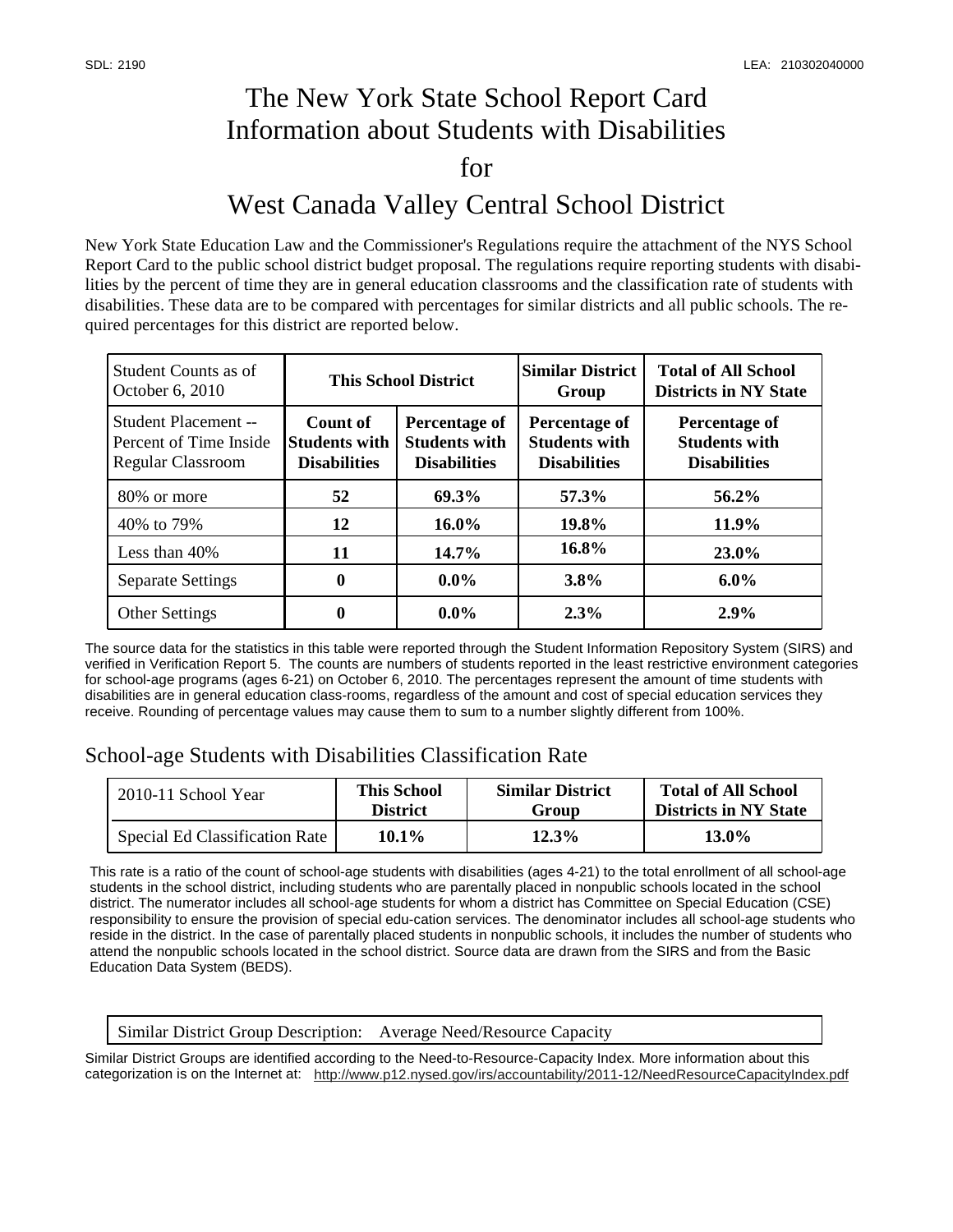SDL: 2190 LEA: 210302040000

# The New York State School Report Card Information about Students with Disabilities for West Canada Valley Central School District

New York State Education Law and the Commissioner's Regulations require the attachment of the NYS School Report Card to the public school district budget proposal. The regulations require reporting students with disabilities by the percent of time they are in general education classrooms and the classification rate of students with disabilities. These data are to be compared with percentages for similar districts and all public schools. The required percentages for this district are reported below.

| Student Counts as of October 6, 2010 | This School District | | Similar District Group | Total of All School Districts in NY State |
|---|---|---|---|---|
| Student Placement -- Percent of Time Inside Regular Classroom | **Count of Students with Disabilities** | **Percentage of Students with Disabilities** | **Percentage of Students with Disabilities** | **Percentage of Students with Disabilities** |
| 80% or more | **52** | **69.3%** | **57.3%** | **56.2%** |
| 40% to 79% | **12** | **16.0%** | **19.8%** | **11.9%** |
| Less than 40% | **11** | **14.7%** | **16.8%** | **23.0%** |
| Separate Settings | **0** | **0.0%** | **3.8%** | **6.0%** |
| Other Settings | **0** | **0.0%** | **2.3%** | **2.9%** |

The source data for the statistics in this table were reported through the Student Information Repository System (SIRS) and verified in Verification Report 5. The counts are numbers of students reported in the least restrictive environment categories for school-age programs (ages 6-21) on October 6, 2010. The percentages represent the amount of time students with disabilities are in general education class-rooms, regardless of the amount and cost of special education services they receive. Rounding of percentage values may cause them to sum to a number slightly different from 100%.

## School-age Students with Disabilities Classification Rate

| 2010-11 School Year | This School District | Similar District Group | Total of All School Districts in NY State |
|---|---|---|---|
| Special Ed Classification Rate | **10.1%** | **12.3%** | **13.0%** |

This rate is a ratio of the count of school-age students with disabilities (ages 4-21) to the total enrollment of all school-age students in the school district, including students who are parentally placed in nonpublic schools located in the school district. The numerator includes all school-age students for whom a district has Committee on Special Education (CSE) responsibility to ensure the provision of special edu-cation services. The denominator includes all school-age students who reside in the district. In the case of parentally placed students in nonpublic schools, it includes the number of students who attend the nonpublic schools located in the school district. Source data are drawn from the SIRS and from the Basic Education Data System (BEDS).

Similar District Group Description: Average Need/Resource Capacity

Similar District Groups are identified according to the Need-to-Resource-Capacity Index. More information about this categorization is on the Internet at: http://www.p12.nysed.gov/irs/accountability/2011-12/NeedResourceCapacityIndex.pdf